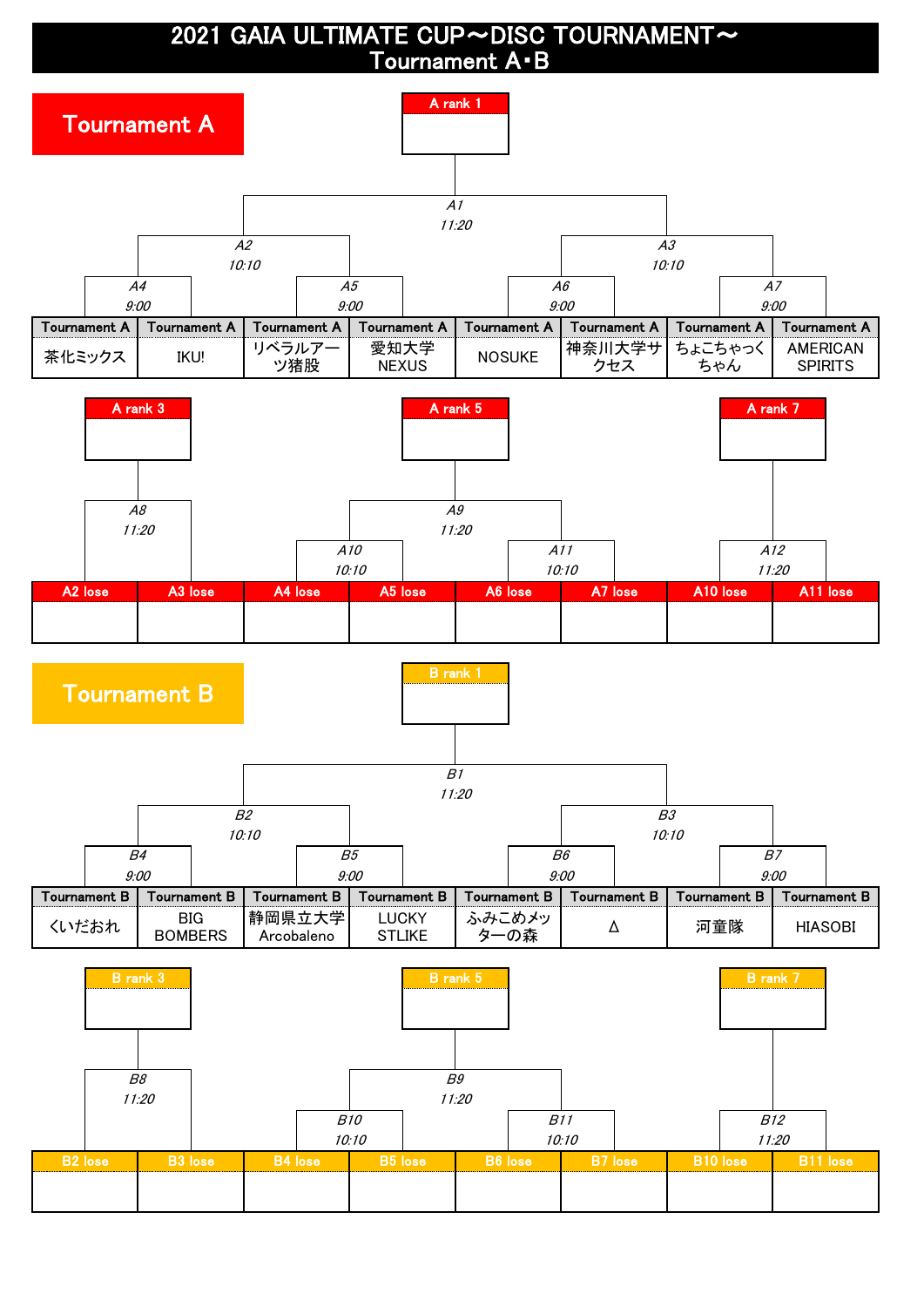# 2021 GAIA ULTIMATE CUP～DISC TOURNAMENT～
## Tournament A･B

## Tournament A

A rank 1

A1 11:20

A2 10:10 | A3 10:10

A4 9:00 | A5 9:00 | A6 9:00 | A7 9:00

| Tournament A | Tournament A | Tournament A | Tournament A | Tournament A | Tournament A | Tournament A | Tournament A |
|---|---|---|---|---|---|---|---|
| 茶化ミックス | IKU! | リベラルアーツ猪股 | 愛知大学NEXUS | NOSUKE | 神奈川大学サクセス | ちょこちゃっくちゃん | AMERICAN SPIRITS |

A rank 3 | A rank 5 | A rank 7

A8 11:20 | A9 11:20

A10 10:10 | A11 10:10 | A12 11:20

| A2 lose | A3 lose | A4 lose | A5 lose | A6 lose | A7 lose | A10 lose | A11 lose |
|---|---|---|---|---|---|---|---|
| | | | | | | | |

## Tournament B

B rank 1

B1 11:20

B2 10:10 | B3 10:10

B4 9:00 | B5 9:00 | B6 9:00 | B7 9:00

| Tournament B | Tournament B | Tournament B | Tournament B | Tournament B | Tournament B | Tournament B | Tournament B |
|---|---|---|---|---|---|---|---|
| くいだおれ | BIG BOMBERS | 静岡県立大学Arcobaleno | LUCKY STLIKE | ふみこめメッターの森 | Δ | 河童隊 | HIASOBI |

B rank 3 | B rank 5 | B rank 7

B8 11:20 | B9 11:20

B10 10:10 | B11 10:10 | B12 11:20

| B2 lose | B3 lose | B4 lose | B5 lose | B6 lose | B7 lose | B10 lose | B11 lose |
|---|---|---|---|---|---|---|---|
| | | | | | | | |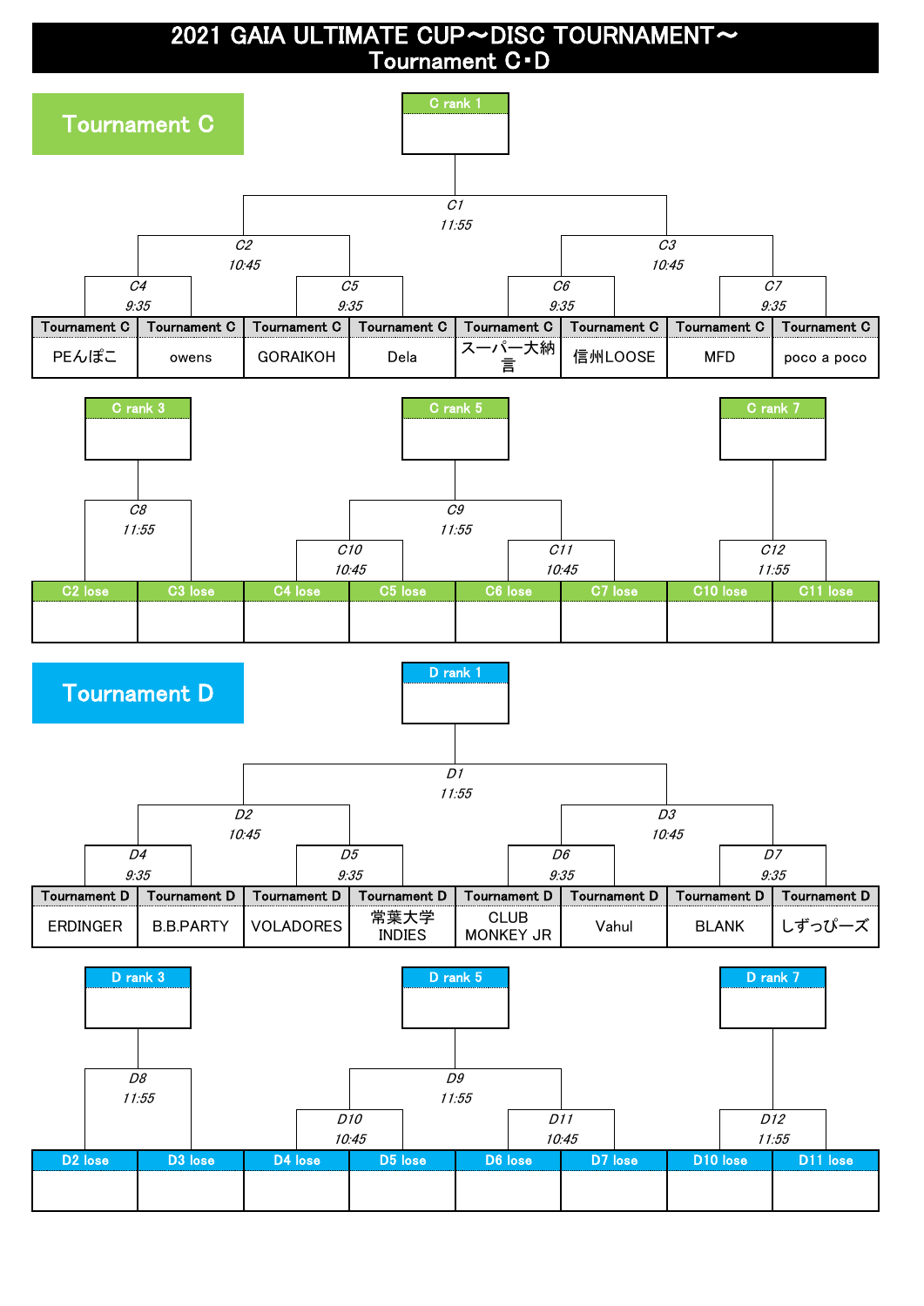# 2021 GAIA ULTIMATE CUP～DISC TOURNAMENT～
## Tournament C･D

## Tournament C

C rank 1

C1 11:55

C2 10:45 | C3 10:45

C4 9:35 | C5 9:35 | C6 9:35 | C7 9:35

| Tournament C | Tournament C | Tournament C | Tournament C | Tournament C | Tournament C | Tournament C | Tournament C |
|---|---|---|---|---|---|---|---|
| PEんぽこ | owens | GORAIKOH | Dela | スーパー大納言 | 信州LOOSE | MFD | poco a poco |

C rank 3 | C rank 5 | C rank 7

C8 11:55 | C9 11:55 | C12 11:55

C10 10:45 | C11 10:45

| C2 lose | C3 lose | C4 lose | C5 lose | C6 lose | C7 lose | C10 lose | C11 lose |
|---|---|---|---|---|---|---|---|
| | | | | | | | |

## Tournament D

D rank 1

D1 11:55

D2 10:45 | D3 10:45

D4 9:35 | D5 9:35 | D6 9:35 | D7 9:35

| Tournament D | Tournament D | Tournament D | Tournament D | Tournament D | Tournament D | Tournament D | Tournament D |
|---|---|---|---|---|---|---|---|
| ERDINGER | B.B.PARTY | VOLADORES | 常葉大学 INDIES | CLUB MONKEY JR | Vahul | BLANK | しずっぴーズ |

D rank 3 | D rank 5 | D rank 7

D8 11:55 | D9 11:55 | D12 11:55

D10 10:45 | D11 10:45

| D2 lose | D3 lose | D4 lose | D5 lose | D6 lose | D7 lose | D10 lose | D11 lose |
|---|---|---|---|---|---|---|---|
| | | | | | | | |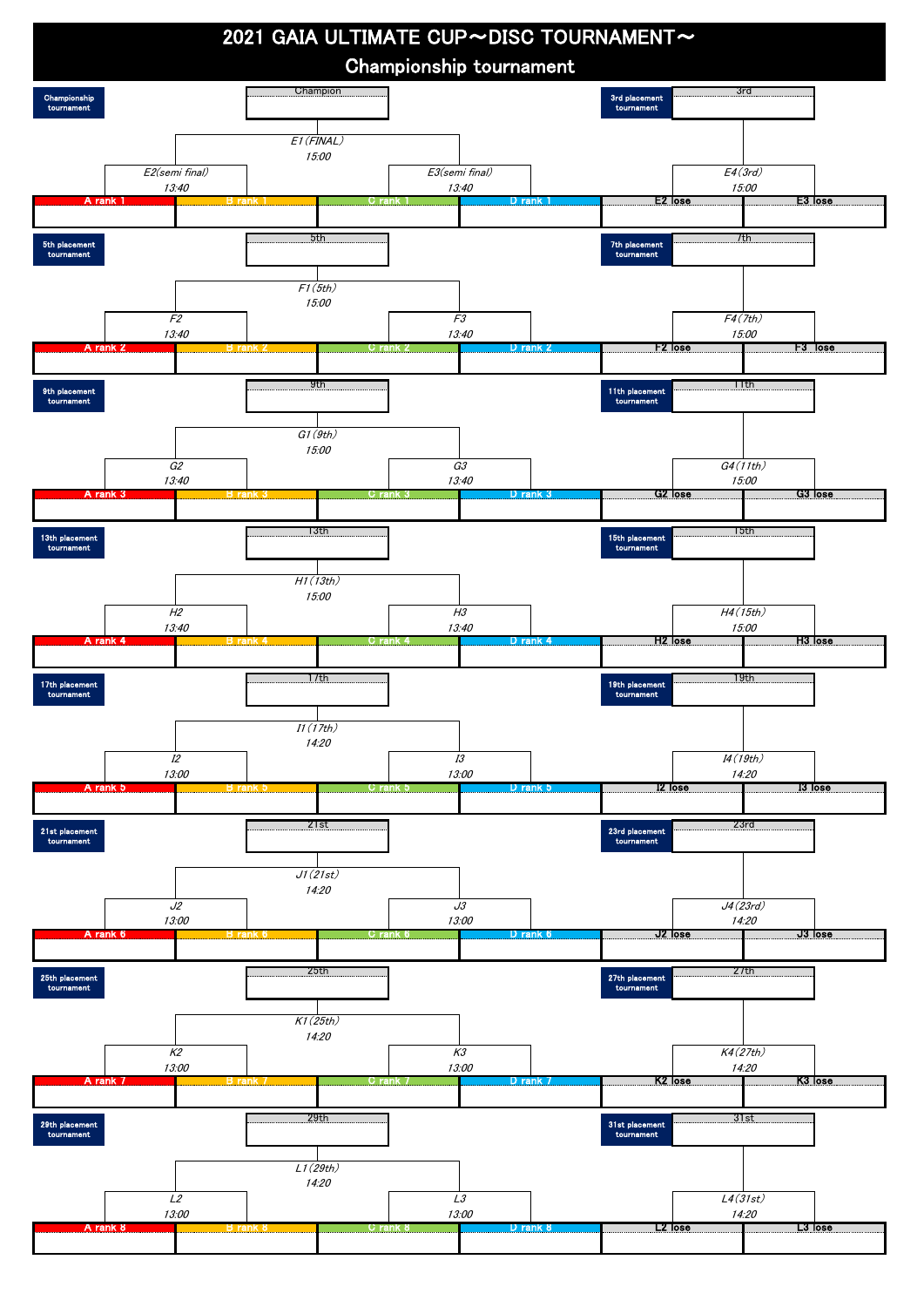# 2021 GAIA ULTIMATE CUP～DISC TOURNAMENT～

## Championship tournament

**Championship tournament**

Champion

E1(FINAL) 15:00

E2(semi final) 13:40 | E3(semi final) 13:40

| A rank 1 | B rank 1 | C rank 1 | D rank 1 |
|---|---|---|---|
| | | | |

**3rd placement tournament**

3rd

E4(3rd) 15:00

| E2 lose | E3 lose |
|---|---|
| | |

**5th placement tournament**

5th

F1(5th) 15:00

F2 13:40 | F3 13:40

| A rank 2 | B rank 2 | C rank 2 | D rank 2 |
|---|---|---|---|
| | | | |

**7th placement tournament**

7th

F4(7th) 15:00

| F2 lose | F3 lose |
|---|---|
| | |

**9th placement tournament**

9th

G1(9th) 15:00

G2 13:40 | G3 13:40

| A rank 3 | B rank 3 | C rank 3 | D rank 3 |
|---|---|---|---|
| | | | |

**11th placement tournament**

11th

G4(11th) 15:00

| G2 lose | G3 lose |
|---|---|
| | |

**13th placement tournament**

13th

H1(13th) 15:00

H2 13:40 | H3 13:40

| A rank 4 | B rank 4 | C rank 4 | D rank 4 |
|---|---|---|---|
| | | | |

**15th placement tournament**

15th

H4(15th) 15:00

| H2 lose | H3 lose |
|---|---|
| | |

**17th placement tournament**

17th

I1(17th) 14:20

I2 13:00 | I3 13:00

| A rank 5 | B rank 5 | C rank 5 | D rank 5 |
|---|---|---|---|
| | | | |

**19th placement tournament**

19th

I4(19th) 14:20

| I2 lose | I3 lose |
|---|---|
| | |

**21st placement tournament**

21st

J1(21st) 14:20

J2 13:00 | J3 13:00

| A rank 6 | B rank 6 | C rank 6 | D rank 6 |
|---|---|---|---|
| | | | |

**23rd placement tournament**

23rd

J4(23rd) 14:20

| J2 lose | J3 lose |
|---|---|
| | |

**25th placement tournament**

25th

K1(25th) 14:20

K2 13:00 | K3 13:00

| A rank 7 | B rank 7 | C rank 7 | D rank 7 |
|---|---|---|---|
| | | | |

**27th placement tournament**

27th

K4(27th) 14:20

| K2 lose | K3 lose |
|---|---|
| | |

**29th placement tournament**

29th

L1(29th) 14:20

L2 13:00 | L3 13:00

| A rank 8 | B rank 8 | C rank 8 | D rank 8 |
|---|---|---|---|
| | | | |

**31st placement tournament**

31st

L4(31st) 14:20

| L2 lose | L3 lose |
|---|---|
| | |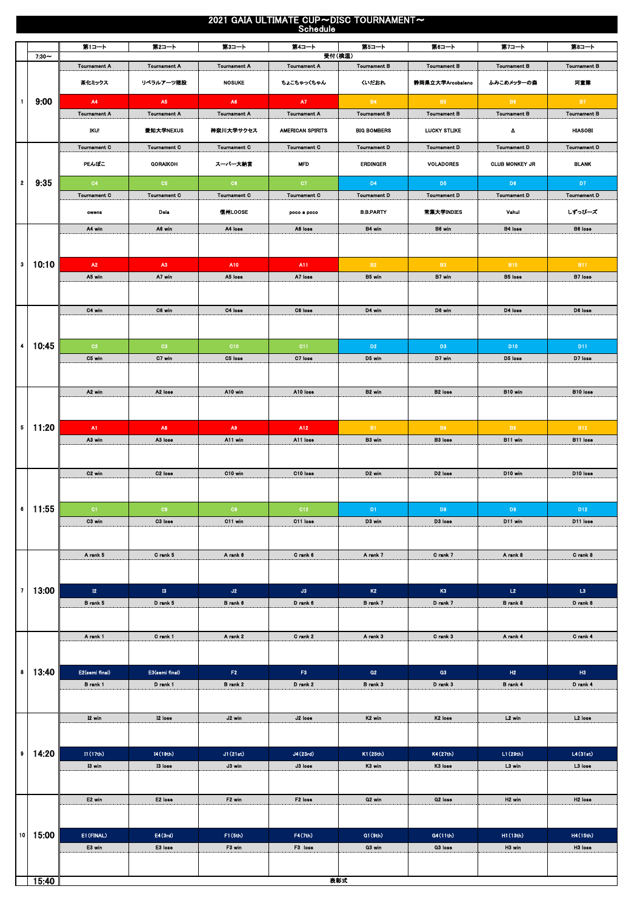# 2021 GAIA ULTIMATE CUP～DISC TOURNAMENT～
## Schedule

| | | 第1コート | 第2コート | 第3コート | 第4コート | 第5コート | 第6コート | 第7コート | 第8コート |
|---|---|---|---|---|---|---|---|---|---|
| | 7:30～ | 受付（検温） | | | | | | | |
| 1 | 9:00 | Tournament A | Tournament A | Tournament A | Tournament A | Tournament B | Tournament B | Tournament B | Tournament B |
| | | 茶化ミックス | リベラルアーツ猪股 | NOSUKE | ちょこちゃっくちゃん | くいだおれ | 静岡県立大学Arcobaleno | ふみこめメッターの森 | 河童隊 |
| | | A4 | A5 | A6 | A7 | B4 | B5 | B6 | B7 |
| | | Tournament A | Tournament A | Tournament A | Tournament A | Tournament B | Tournament B | Tournament B | Tournament B |
| | | IKU! | 愛知大学NEXUS | 神奈川大学サクセス | AMERICAN SPIRITS | BIG BOMBERS | LUCKY STLIKE | Δ | HIASOBI |
| 2 | 9:35 | Tournament C | Tournament C | Tournament C | Tournament C | Tournament D | Tournament D | Tournament D | Tournament D |
| | | PEんぽこ | GORAIKOH | スーパー大納言 | MFD | ERDINGER | VOLADORES | CLUB MONKEY JR | BLANK |
| | | C4 | C5 | C6 | C7 | D4 | D5 | D6 | D7 |
| | | Tournament C | Tournament C | Tournament C | Tournament C | Tournament D | Tournament D | Tournament D | Tournament D |
| | | owens | Dela | 信州LOOSE | poco a poco | B.B.PARTY | 常葉大学INDIES | Vahul | しずっぴーズ |
| 3 | 10:10 | A4 win | A6 win | A4 lose | A6 lose | B4 win | B6 win | B4 lose | B6 lose |
| | | A2 | A3 | A10 | A11 | B2 | B3 | B10 | B11 |
| | | A5 win | A7 win | A5 lose | A7 lose | B5 win | B7 win | B5 lose | B7 lose |
| 4 | 10:45 | C4 win | C6 win | C4 lose | C6 lose | D4 win | D6 win | D4 lose | D6 lose |
| | | C2 | C3 | C10 | C11 | D2 | D3 | D10 | D11 |
| | | C5 win | C7 win | C5 lose | C7 lose | D5 win | D7 win | D5 lose | D7 lose |
| 5 | 11:20 | A2 win | A2 lose | A10 win | A10 lose | B2 win | B2 lose | B10 win | B10 lose |
| | | A1 | A8 | A9 | A12 | B1 | B8 | B9 | B12 |
| | | A3 win | A3 lose | A11 win | A11 lose | B3 win | B3 lose | B11 win | B11 lose |
| 6 | 11:55 | C2 win | C2 lose | C10 win | C10 lose | D2 win | D2 lose | D10 win | D10 lose |
| | | C1 | C8 | C9 | C12 | D1 | D8 | D9 | D12 |
| | | C3 win | C3 lose | C11 win | C11 lose | D3 win | D3 lose | D11 win | D11 lose |
| 7 | 13:00 | A rank 5 | C rank 5 | A rank 6 | C rank 6 | A rank 7 | C rank 7 | A rank 8 | C rank 8 |
| | | I2 | I3 | J2 | J3 | K2 | K3 | L2 | L3 |
| | | B rank 5 | D rank 5 | B rank 6 | D rank 6 | B rank 7 | D rank 7 | B rank 8 | D rank 8 |
| 8 | 13:40 | A rank 1 | C rank 1 | A rank 2 | C rank 2 | A rank 3 | C rank 3 | A rank 4 | C rank 4 |
| | | E2(semi final) | E3(semi final) | F2 | F3 | G2 | G3 | H2 | H3 |
| | | B rank 1 | D rank 1 | B rank 2 | D rank 2 | B rank 3 | D rank 3 | B rank 4 | D rank 4 |
| 9 | 14:20 | I2 win | I2 lose | J2 win | J2 lose | K2 win | K2 lose | L2 win | L2 lose |
| | | I1(17th) | I4(19th) | J1(21st) | J4(23rd) | K1(25th) | K4(27th) | L1(29th) | L4(31st) |
| | | I3 win | I3 lose | J3 win | J3 lose | K3 win | K3 lose | L3 win | L3 lose |
| 10 | 15:00 | E2 win | E2 lose | F2 win | F2 lose | G2 win | G2 lose | H2 win | H2 lose |
| | | E1(FINAL) | E4(3rd) | F1(5th) | F4(7th) | G1(9th) | G4(11th) | H1(13th) | H4(15th) |
| | | E3 win | E3 lose | F3 win | F3 lose | G3 win | G3 lose | H3 win | H3 lose |
| | 15:40 | 表彰式 | | | | | | | |